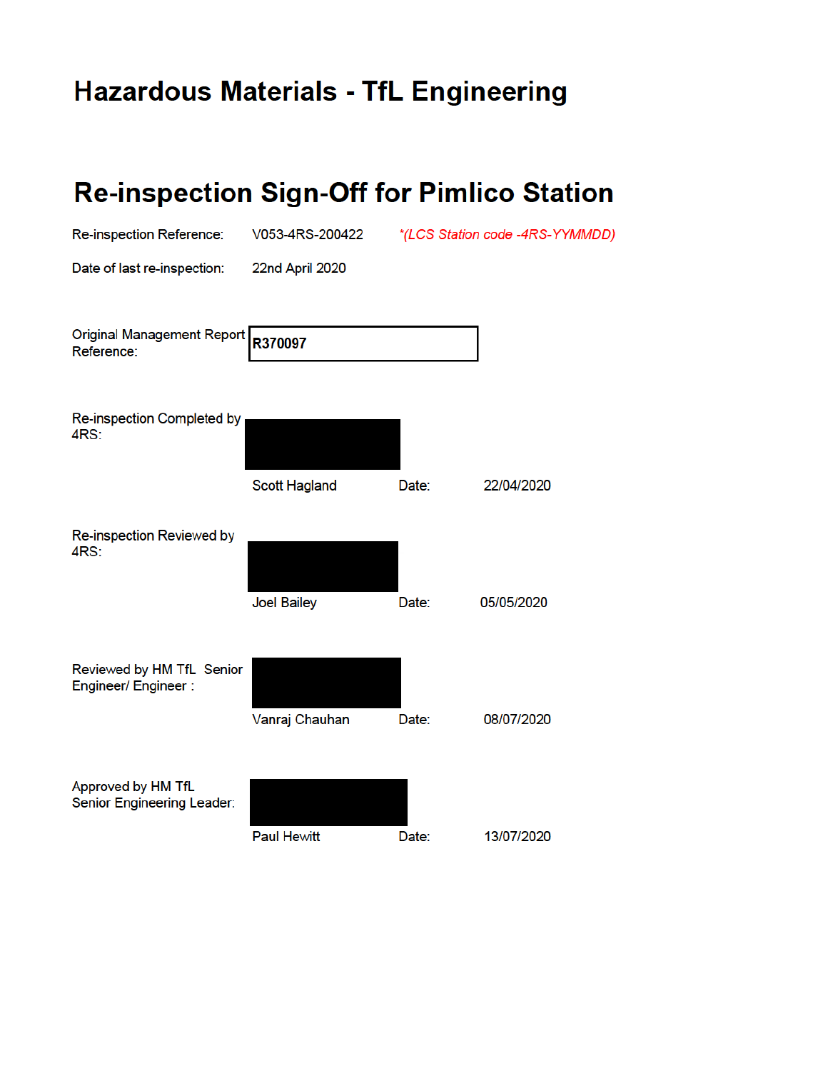# Hazardous Materials - TfL Engineering

# Re-inspection Sign-Off for Pimlico Station

Re-inspection Reference: V053-4RS-200422 *(LCS Station code -4RS-YYMMDD)*

Date of last re-inspection: 22nd April 2020

Original Management Report Reference: **R370097**

Re-inspection Completed by 4RS:

Scott Hagland Date: 22/04/2020

Re-inspection Reviewed by 4RS:

Joel Bailey Date: 05/05/2020

Reviewed by HM TfL Senior Engineer/ Engineer :

Vanraj Chauhan Date: 08/07/2020

Approved by HM TfL Senior Engineering Leader:

Paul Hewitt Date: 13/07/2020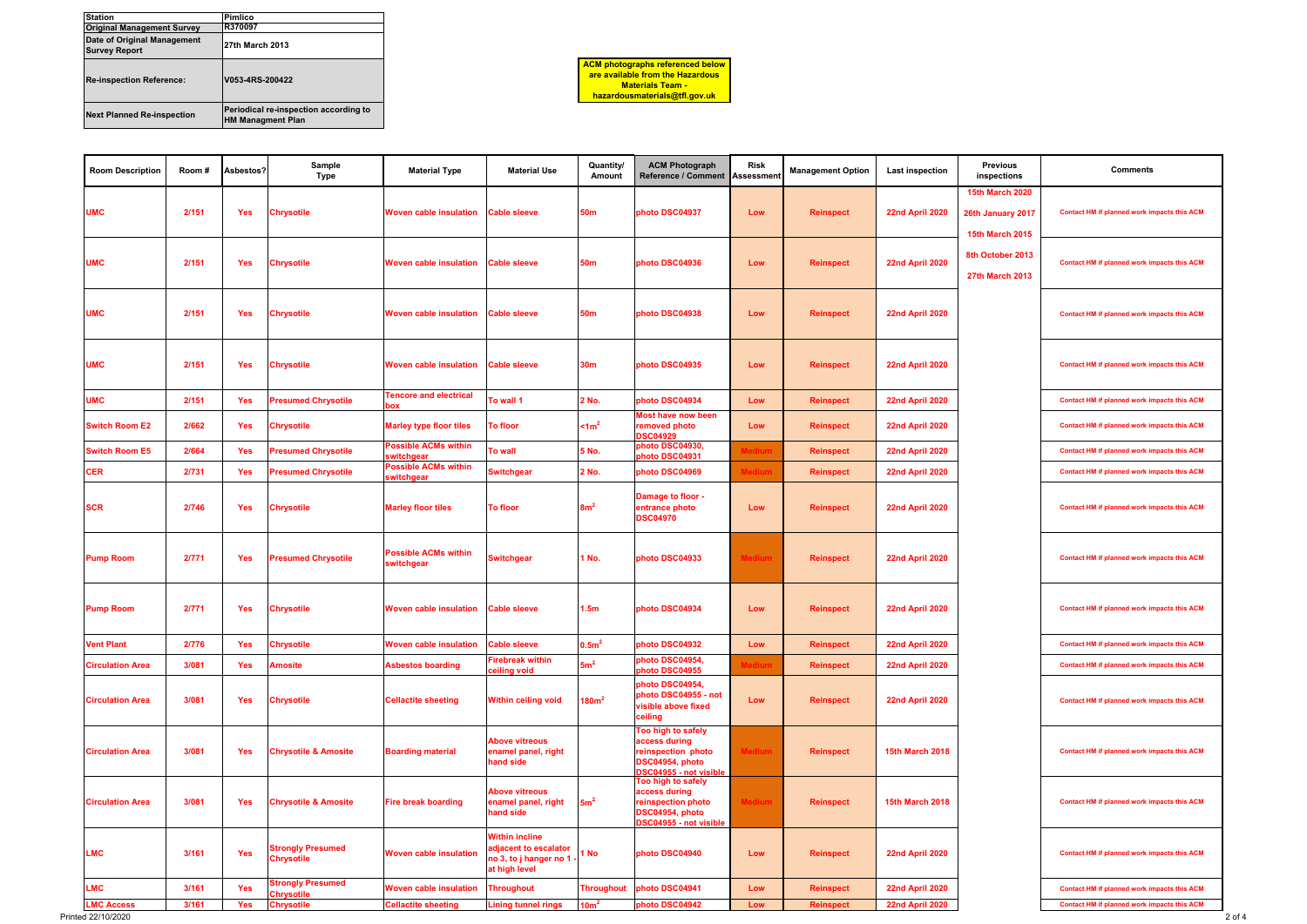| | |
|---|---|
| Station | Pimlico |
| Original Management Survey | R370097 |
| Date of Original Management Survey Report | 27th March 2013 |
| Re-inspection Reference: | V053-4RS-200422 |
| Next Planned Re-inspection | Periodical re-inspection according to HM Managment Plan |

**ACM photographs referenced below are available from the Hazardous Materials Team - hazardousmaterials@tfl.gov.uk**

| Room Description | Room # | Asbestos? | Sample Type | Material Type | Material Use | Quantity/ Amount | ACM Photograph Reference / Comment | Risk Assessment | Management Option | Last inspection | Previous inspections | Comments |
|---|---|---|---|---|---|---|---|---|---|---|---|---|
| UMC | 2/151 | Yes | Chrysotile | Woven cable insulation | Cable sleeve | 50m | photo DSC04937 | Low | Reinspect | 22nd April 2020 | 15th March 2020<br>26th January 2017<br>15th March 2015 | Contact HM if planned work impacts this ACM |
| UMC | 2/151 | Yes | Chrysotile | Woven cable insulation | Cable sleeve | 50m | photo DSC04936 | Low | Reinspect | 22nd April 2020 | 8th October 2013<br>27th March 2013 | Contact HM if planned work impacts this ACM |
| UMC | 2/151 | Yes | Chrysotile | Woven cable insulation | Cable sleeve | 50m | photo DSC04938 | Low | Reinspect | 22nd April 2020 | | Contact HM if planned work impacts this ACM |
| UMC | 2/151 | Yes | Chrysotile | Woven cable insulation | Cable sleeve | 30m | photo DSC04935 | Low | Reinspect | 22nd April 2020 | | Contact HM if planned work impacts this ACM |
| UMC | 2/151 | Yes | Presumed Chrysotile | Tencore and electrical box | To wall 1 | 2 No. | photo DSC04934 | Low | Reinspect | 22nd April 2020 | | Contact HM if planned work impacts this ACM |
| Switch Room E2 | 2/662 | Yes | Chrysotile | Marley type floor tiles | To floor | $<1m^2$ | Most have now been removed photo DSC04929 | Low | Reinspect | 22nd April 2020 | | Contact HM if planned work impacts this ACM |
| Switch Room E5 | 2/664 | Yes | Presumed Chrysotile | Possible ACMs within switchgear | To wall | 5 No. | photo DSC04930, photo DSC04931 | Medium | Reinspect | 22nd April 2020 | | Contact HM if planned work impacts this ACM |
| CER | 2/731 | Yes | Presumed Chrysotile | Possible ACMs within switchgear | Switchgear | 2 No. | photo DSC04969 | Medium | Reinspect | 22nd April 2020 | | Contact HM if planned work impacts this ACM |
| SCR | 2/746 | Yes | Chrysotile | Marley floor tiles | To floor | $8m^2$ | Damage to floor - entrance photo DSC04970 | Low | Reinspect | 22nd April 2020 | | Contact HM if planned work impacts this ACM |
| Pump Room | 2/771 | Yes | Presumed Chrysotile | Possible ACMs within switchgear | Switchgear | 1 No. | photo DSC04933 | Medium | Reinspect | 22nd April 2020 | | Contact HM if planned work impacts this ACM |
| Pump Room | 2/771 | Yes | Chrysotile | Woven cable insulation | Cable sleeve | 1.5m | photo DSC04934 | Low | Reinspect | 22nd April 2020 | | Contact HM if planned work impacts this ACM |
| Vent Plant | 2/776 | Yes | Chrysotile | Woven cable insulation | Cable sleeve | $0.5m^2$ | photo DSC04932 | Low | Reinspect | 22nd April 2020 | | Contact HM if planned work impacts this ACM |
| Circulation Area | 3/081 | Yes | Amosite | Asbestos boarding | Firebreak within ceiling void | $5m^2$ | photo DSC04954, photo DSC04955 | Medium | Reinspect | 22nd April 2020 | | Contact HM if planned work impacts this ACM |
| Circulation Area | 3/081 | Yes | Chrysotile | Cellactite sheeting | Within ceiling void | $180m^2$ | photo DSC04954, photo DSC04955 - not visible above fixed ceiling | Low | Reinspect | 22nd April 2020 | | Contact HM if planned work impacts this ACM |
| Circulation Area | 3/081 | Yes | Chrysotile & Amosite | Boarding material | Above vitreous enamel panel, right hand side | | Too high to safely access during reinspection photo DSC04954, photo DSC04955 - not visible | Medium | Reinspect | 15th March 2018 | | Contact HM if planned work impacts this ACM |
| Circulation Area | 3/081 | Yes | Chrysotile & Amosite | Fire break boarding | Above vitreous enamel panel, right hand side | $5m^2$ | Too high to safely access during reinspection photo DSC04954, photo DSC04955 - not visible | Medium | Reinspect | 15th March 2018 | | Contact HM if planned work impacts this ACM |
| LMC | 3/161 | Yes | Strongly Presumed Chrysotile | Woven cable insulation | Within incline adjacent to escalator no 3, to j hanger no 1 - at high level | 1 No | photo DSC04940 | Low | Reinspect | 22nd April 2020 | | Contact HM if planned work impacts this ACM |
| LMC | 3/161 | Yes | Strongly Presumed Chrysotile | Woven cable insulation | Throughout | Throughout | photo DSC04941 | Low | Reinspect | 22nd April 2020 | | Contact HM if planned work impacts this ACM |
| LMC Access | 3/161 | Yes | Chrysotile | Cellactite sheeting | Lining tunnel rings | $10m^2$ | photo DSC04942 | Low | Reinspect | 22nd April 2020 | | Contact HM if planned work impacts this ACM |

Printed 22/10/2020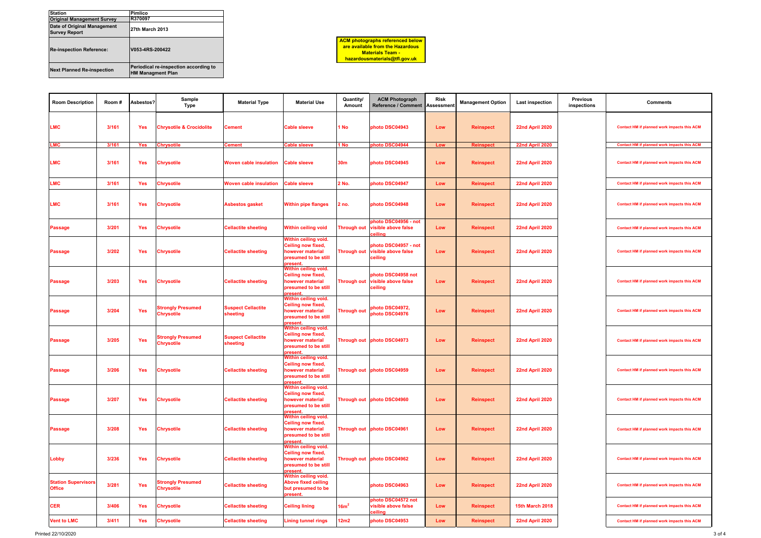| Station | Pimlico |
|---|---|
| Original Management Survey | R370097 |
| Date of Original Management Survey Report | 27th March 2013 |
| Re-inspection Reference: | V053-4RS-200422 |
| Next Planned Re-inspection | Periodical re-inspection according to HM Managment Plan |

**ACM photographs referenced below are available from the Hazardous Materials Team - hazardousmaterials@tfl.gov.uk**

| Room Description | Room # | Asbestos? | Sample Type | Material Type | Material Use | Quantity/ Amount | ACM Photograph Reference / Comment | Risk Assessment | Management Option | Last inspection | Previous inspections | Comments |
|---|---|---|---|---|---|---|---|---|---|---|---|---|
| LMC | 3/161 | Yes | Chrysotile & Crocidolite | Cement | Cable sleeve | 1 No | photo DSC04943 | Low | Reinspect | 22nd April 2020 | | Contact HM if planned work impacts this ACM |
| LMC | 3/161 | Yes | Chrysotile | Cement | Cable sleeve | 1 No | photo DSC04944 | Low | Reinspect | 22nd April 2020 | | Contact HM if planned work impacts this ACM |
| LMC | 3/161 | Yes | Chrysotile | Woven cable insulation | Cable sleeve | 30m | photo DSC04945 | Low | Reinspect | 22nd April 2020 | | Contact HM if planned work impacts this ACM |
| LMC | 3/161 | Yes | Chrysotile | Woven cable insulation | Cable sleeve | 2 No. | photo DSC04947 | Low | Reinspect | 22nd April 2020 | | Contact HM if planned work impacts this ACM |
| LMC | 3/161 | Yes | Chrysotile | Asbestos gasket | Within pipe flanges | 2 no. | photo DSC04948 | Low | Reinspect | 22nd April 2020 | | Contact HM if planned work impacts this ACM |
| Passage | 3/201 | Yes | Chrysotile | Cellactite sheeting | Within ceiling void | Through out | photo DSC04956 - not visible above false ceiling | Low | Reinspect | 22nd April 2020 | | Contact HM if planned work impacts this ACM |
| Passage | 3/202 | Yes | Chrysotile | Cellactite sheeting | Within ceiling void. Ceiling now fixed, however material presumed to be still present. | Through out | photo DSC04957 - not visible above false ceiling | Low | Reinspect | 22nd April 2020 | | Contact HM if planned work impacts this ACM |
| Passage | 3/203 | Yes | Chrysotile | Cellactite sheeting | Within ceiling void. Ceiling now fixed, however material presumed to be still present. | Through out | photo DSC04958 not visible above false ceiling | Low | Reinspect | 22nd April 2020 | | Contact HM if planned work impacts this ACM |
| Passage | 3/204 | Yes | Strongly Presumed Chrysotile | Suspect Cellactite sheeting | Within ceiling void. Ceiling now fixed, however material presumed to be still present. | Through out | photo DSC04972, photo DSC04976 | Low | Reinspect | 22nd April 2020 | | Contact HM if planned work impacts this ACM |
| Passage | 3/205 | Yes | Strongly Presumed Chrysotile | Suspect Cellactite sheeting | Within ceiling void. Ceiling now fixed, however material presumed to be still present. | Through out | photo DSC04973 | Low | Reinspect | 22nd April 2020 | | Contact HM if planned work impacts this ACM |
| Passage | 3/206 | Yes | Chrysotile | Cellactite sheeting | Within ceiling void. Ceiling now fixed, however material presumed to be still present. | Through out | photo DSC04959 | Low | Reinspect | 22nd April 2020 | | Contact HM if planned work impacts this ACM |
| Passage | 3/207 | Yes | Chrysotile | Cellactite sheeting | Within ceiling void. Ceiling now fixed, however material presumed to be still present. | Through out | photo DSC04960 | Low | Reinspect | 22nd April 2020 | | Contact HM if planned work impacts this ACM |
| Passage | 3/208 | Yes | Chrysotile | Cellactite sheeting | Within ceiling void. Ceiling now fixed, however material presumed to be still present. | Through out | photo DSC04961 | Low | Reinspect | 22nd April 2020 | | Contact HM if planned work impacts this ACM |
| Lobby | 3/236 | Yes | Chrysotile | Cellactite sheeting | Within ceiling void. Ceiling now fixed, however material presumed to be still present. | Through out | photo DSC04962 | Low | Reinspect | 22nd April 2020 | | Contact HM if planned work impacts this ACM |
| Station Supervisors Office | 3/281 | Yes | Strongly Presumed Chrysotile | Cellactite sheeting | Within ceiling void. Above fixed ceiling but presumed to be present. | | photo DSC04963 | Low | Reinspect | 22nd April 2020 | | Contact HM if planned work impacts this ACM |
| CER | 3/406 | Yes | Chrysotile | Cellactite sheeting | Ceiling lining | 16m$^2$ | photo DSC04572 not visible above false ceiling | Low | Reinspect | 15th March 2018 | | Contact HM if planned work impacts this ACM |
| Vent to LMC | 3/411 | Yes | Chrysotile | Cellactite sheeting | Lining tunnel rings | 12m2 | photo DSC04953 | Low | Reinspect | 22nd April 2020 | | Contact HM if planned work impacts this ACM |

Printed 22/10/2020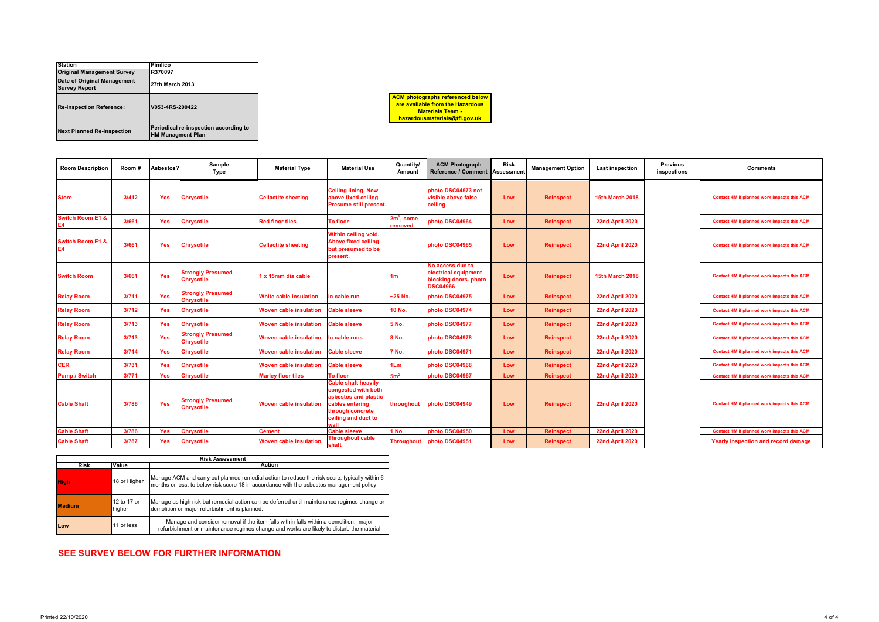| | |
|---|---|
| **Station** | **Pimlico** |
| **Original Management Survey** | **R370097** |
| **Date of Original Management Survey Report** | **27th March 2013** |
| **Re-inspection Reference:** | **V053-4RS-200422** |
| **Next Planned Re-inspection** | **Periodical re-inspection according to HM Managment Plan** |

**ACM photographs referenced below are available from the Hazardous Materials Team - hazardousmaterials@tfl.gov.uk**

| Room Description | Room # | Asbestos? | Sample Type | Material Type | Material Use | Quantity/ Amount | ACM Photograph Reference / Comment | Risk Assessment | Management Option | Last inspection | Previous inspections | Comments |
|---|---|---|---|---|---|---|---|---|---|---|---|---|
| Store | 3/412 | Yes | Chrysotile | Cellactite sheeting | Ceiling lining. Now above fixed ceiling. Presume still present. | | photo DSC04573 not visible above false ceiling | Low | Reinspect | 15th March 2018 | | Contact HM if planned work impacts this ACM |
| Switch Room E1 & E4 | 3/661 | Yes | Chrysotile | Red floor tiles | To floor | $2m^2$, some removed | photo DSC04964 | Low | Reinspect | 22nd April 2020 | | Contact HM if planned work impacts this ACM |
| Switch Room E1 & E4 | 3/661 | Yes | Chrysotile | Cellactite sheeting | Within ceiling void. Above fixed ceiling but presumed to be present. | | photo DSC04965 | Low | Reinspect | 22nd April 2020 | | Contact HM if planned work impacts this ACM |
| Switch Room | 3/661 | Yes | Strongly Presumed Chrysotile | 1 x 15mm dia cable | | 1m | No access due to electrical equipment blocking doors. photo DSC04966 | Low | Reinspect | 15th March 2018 | | Contact HM if planned work impacts this ACM |
| Relay Room | 3/711 | Yes | Strongly Presumed Chrysotile | White cable insulation | In cable run | ~25 No. | photo DSC04975 | Low | Reinspect | 22nd April 2020 | | Contact HM if planned work impacts this ACM |
| Relay Room | 3/712 | Yes | Chrysotile | Woven cable insulation | Cable sleeve | 10 No. | photo DSC04974 | Low | Reinspect | 22nd April 2020 | | Contact HM if planned work impacts this ACM |
| Relay Room | 3/713 | Yes | Chrysotile | Woven cable insulation | Cable sleeve | 5 No. | photo DSC04977 | Low | Reinspect | 22nd April 2020 | | Contact HM if planned work impacts this ACM |
| Relay Room | 3/713 | Yes | Strongly Presumed Chrysotile | Woven cable insulation | In cable runs | 8 No. | photo DSC04978 | Low | Reinspect | 22nd April 2020 | | Contact HM if planned work impacts this ACM |
| Relay Room | 3/714 | Yes | Chrysotile | Woven cable insulation | Cable sleeve | 7 No. | photo DSC04971 | Low | Reinspect | 22nd April 2020 | | Contact HM if planned work impacts this ACM |
| CER | 3/731 | Yes | Chrysotile | Woven cable insulation | Cable sleeve | 1Lm | photo DSC04968 | Low | Reinspect | 22nd April 2020 | | Contact HM if planned work impacts this ACM |
| Pump / Switch | 3/771 | Yes | Chrysotile | Marley floor tiles | To floor | $5m^2$ | photo DSC04967 | Low | Reinspect | 22nd April 2020 | | Contact HM if planned work impacts this ACM |
| Cable Shaft | 3/786 | Yes | Strongly Presumed Chrysotile | Woven cable insulation | Cable shaft heavily congested with both asbestos and plastic cables entering through concrete ceiling and duct to wall | throughout | photo DSC04949 | Low | Reinspect | 22nd April 2020 | | Contact HM if planned work impacts this ACM |
| Cable Shaft | 3/786 | Yes | Chrysotile | Cement | Cable sleeve | 1 No. | photo DSC04950 | Low | Reinspect | 22nd April 2020 | | Contact HM if planned work impacts this ACM |
| Cable Shaft | 3/787 | Yes | Chrysotile | Woven cable insulation | Throughout cable shaft | Throughout | photo DSC04951 | Low | Reinspect | 22nd April 2020 | | Yearly inspection and record damage |

| Risk Assessment | | |
|---|---|---|
| **Risk** | **Value** | **Action** |
| High | 18 or Higher | Manage ACM and carry out planned remedial action to reduce the risk score, typically within 6 months or less, to below risk score 18 in accordance with the asbestos management policy |
| Medium | 12 to 17 or higher | Manage as high risk but remedial action can be deferred until maintenance regimes change or demolition or major refurbishment is planned. |
| Low | 11 or less | Manage and consider removal if the item falls within falls within a demolition, major refurbishment or maintenance regimes change and works are likely to disturb the material |

**SEE SURVEY BELOW FOR FURTHER INFORMATION**

Printed 22/10/2020